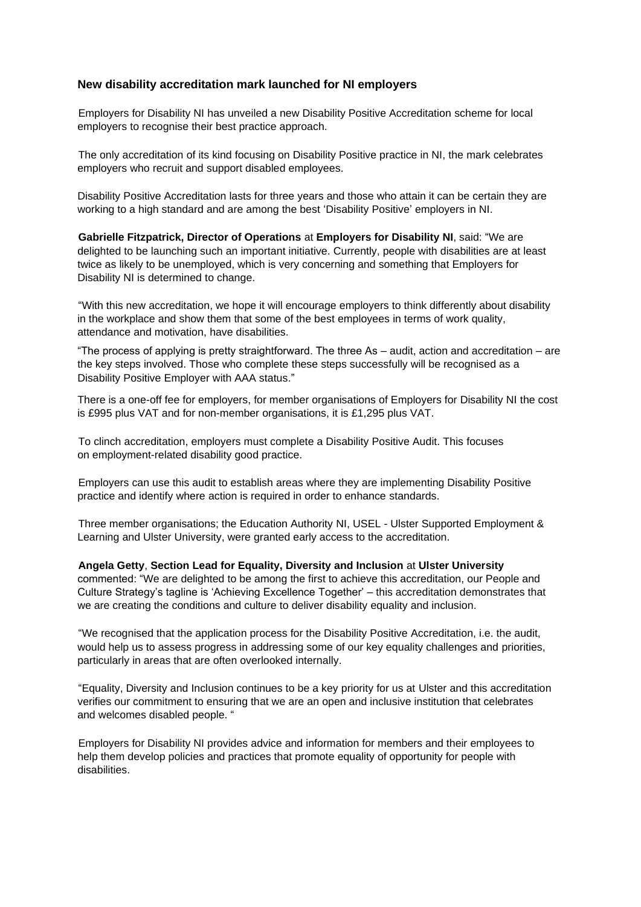### New disability accreditation mark launched for NI employers

Employers for Disability NI has unveiled a new Disability Positive Accreditation scheme for local employers to recognise their best practice approach.

The only accreditation of its kind focusing on Disability Positive practice in NI, the mark celebrates employers who recruit and support disabled employees.

Disability Positive Accreditation lasts for three years and those who attain it can be certain they are working to a high standard and are among the best 'Disability Positive' employers in NI.

**Gabrielle Fitzpatrick, Director of Operations** at **Employers for Disability NI**, said: "We are delighted to be launching such an important initiative. Currently, people with disabilities are at least twice as likely to be unemployed, which is very concerning and something that Employers for Disability NI is determined to change.

"With this new accreditation, we hope it will encourage employers to think differently about disability in the workplace and show them that some of the best employees in terms of work quality, attendance and motivation, have disabilities.

"The process of applying is pretty straightforward. The three As – audit, action and accreditation – are the key steps involved. Those who complete these steps successfully will be recognised as a Disability Positive Employer with AAA status."

There is a one-off fee for employers, for member organisations of Employers for Disability NI the cost is £995 plus VAT and for non-member organisations, it is £1,295 plus VAT.

To clinch accreditation, employers must complete a Disability Positive Audit. This focuses on employment-related disability good practice.

Employers can use this audit to establish areas where they are implementing Disability Positive practice and identify where action is required in order to enhance standards.

Three member organisations; the Education Authority NI, USEL - Ulster Supported Employment & Learning and Ulster University, were granted early access to the accreditation.

**Angela Getty**, **Section Lead for Equality, Diversity and Inclusion** at **Ulster University** commented: "We are delighted to be among the first to achieve this accreditation, our People and Culture Strategy's tagline is 'Achieving Excellence Together' – this accreditation demonstrates that we are creating the conditions and culture to deliver disability equality and inclusion.

"We recognised that the application process for the Disability Positive Accreditation, i.e. the audit, would help us to assess progress in addressing some of our key equality challenges and priorities, particularly in areas that are often overlooked internally.

"Equality, Diversity and Inclusion continues to be a key priority for us at Ulster and this accreditation verifies our commitment to ensuring that we are an open and inclusive institution that celebrates and welcomes disabled people. "

Employers for Disability NI provides advice and information for members and their employees to help them develop policies and practices that promote equality of opportunity for people with disabilities.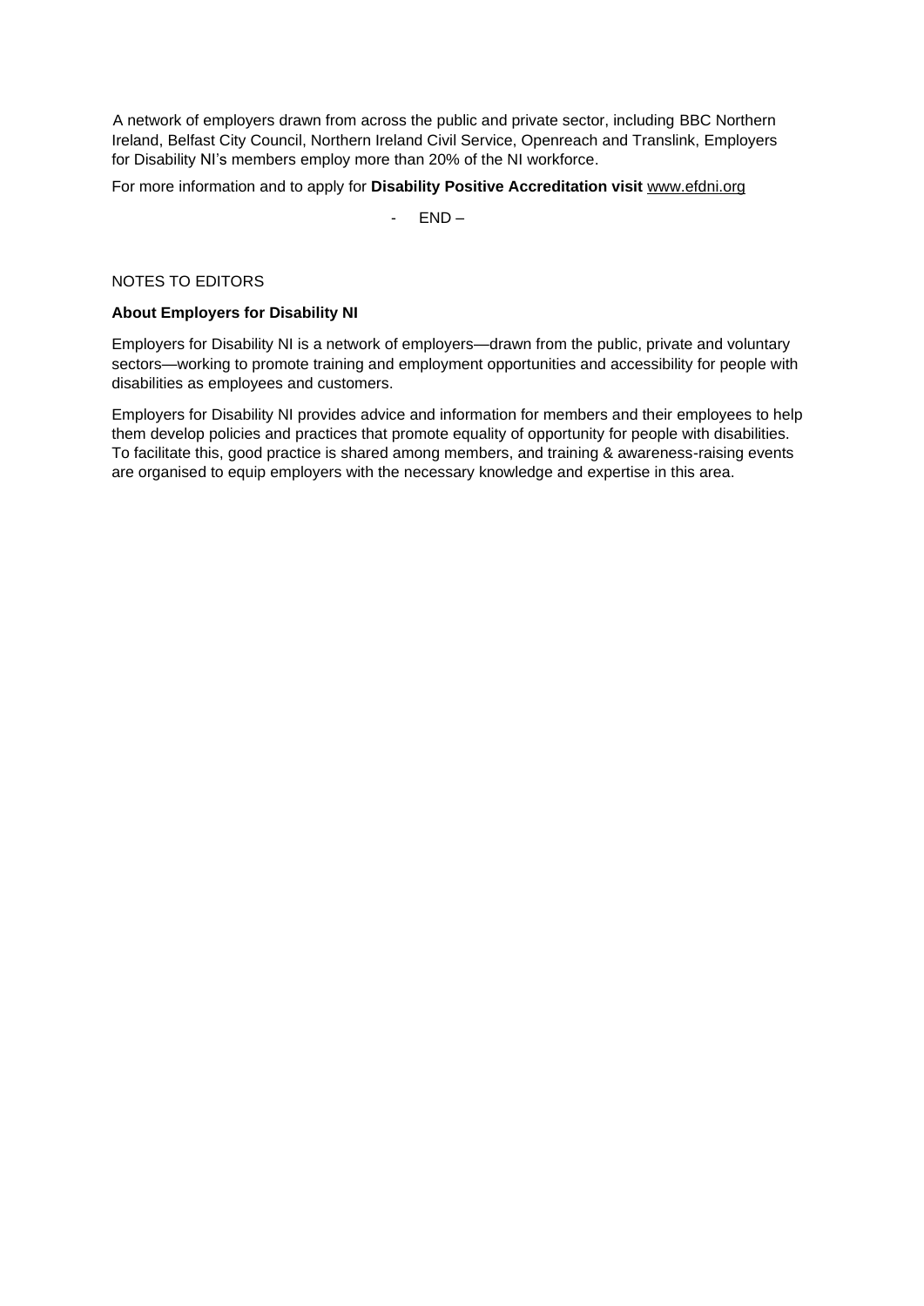A network of employers drawn from across the public and private sector, including BBC Northern Ireland, Belfast City Council, Northern Ireland Civil Service, Openreach and Translink, Employers for Disability NI's members employ more than 20% of the NI workforce.

For more information and to apply for **Disability Positive Accreditation visit** www.efdni.org

- END –

NOTES TO EDITORS

**About Employers for Disability NI**

Employers for Disability NI is a network of employers—drawn from the public, private and voluntary sectors—working to promote training and employment opportunities and accessibility for people with disabilities as employees and customers.

Employers for Disability NI provides advice and information for members and their employees to help them develop policies and practices that promote equality of opportunity for people with disabilities. To facilitate this, good practice is shared among members, and training & awareness-raising events are organised to equip employers with the necessary knowledge and expertise in this area.